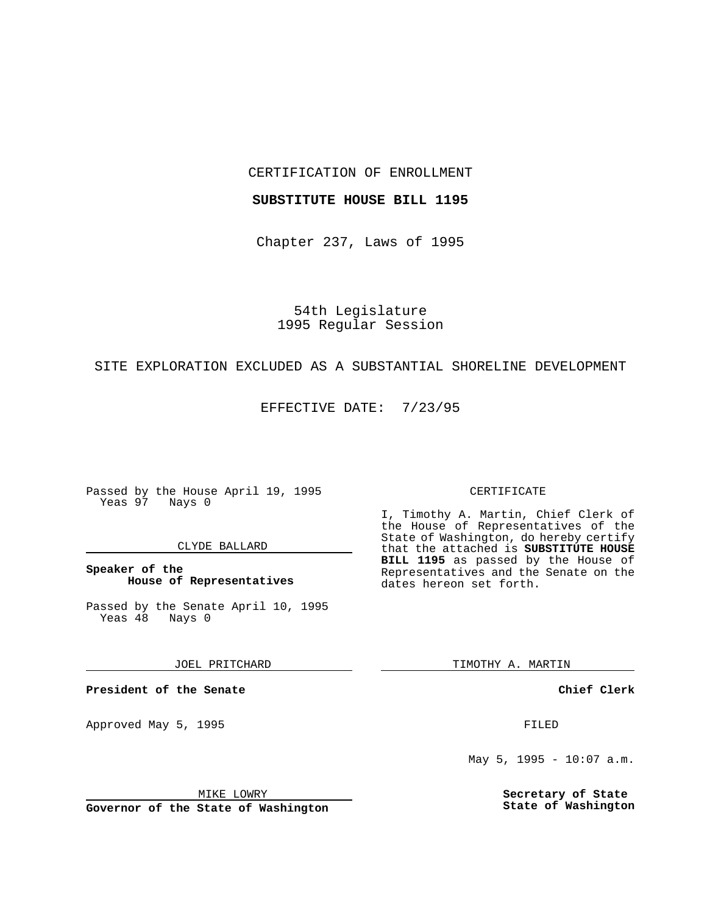CERTIFICATION OF ENROLLMENT

**SUBSTITUTE HOUSE BILL 1195**

Chapter 237, Laws of 1995

54th Legislature
1995 Regular Session

SITE EXPLORATION EXCLUDED AS A SUBSTANTIAL SHORELINE DEVELOPMENT

EFFECTIVE DATE: 7/23/95

Passed by the House April 19, 1995
Yeas 97 Nays 0

CLYDE BALLARD

**Speaker of the House of Representatives**

Passed by the Senate April 10, 1995
Yeas 48 Nays 0

JOEL PRITCHARD

**President of the Senate**

Approved May 5, 1995

MIKE LOWRY

**Governor of the State of Washington**

CERTIFICATE

I, Timothy A. Martin, Chief Clerk of the House of Representatives of the State of Washington, do hereby certify that the attached is **SUBSTITUTE HOUSE BILL 1195** as passed by the House of Representatives and the Senate on the dates hereon set forth.

TIMOTHY A. MARTIN

**Chief Clerk**

FILED

May 5, 1995 - 10:07 a.m.

**Secretary of State**
**State of Washington**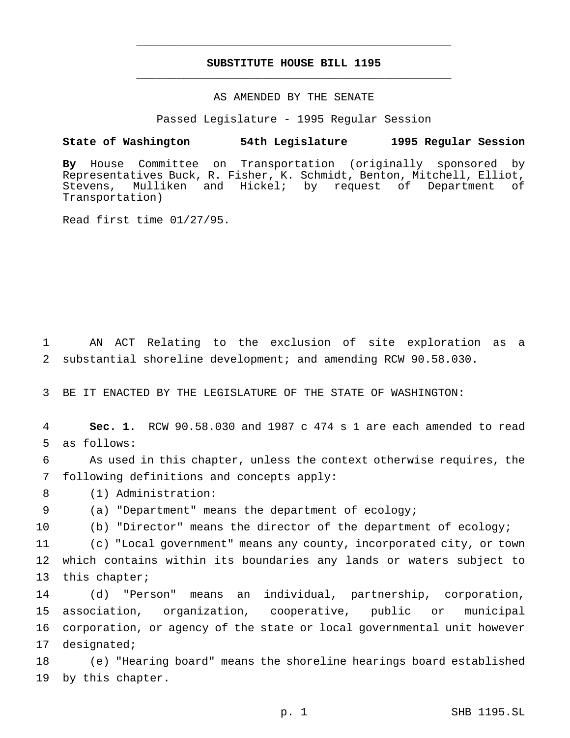**SUBSTITUTE HOUSE BILL 1195**

AS AMENDED BY THE SENATE

Passed Legislature - 1995 Regular Session

**State of Washington 54th Legislature 1995 Regular Session**

**By** House Committee on Transportation (originally sponsored by Representatives Buck, R. Fisher, K. Schmidt, Benton, Mitchell, Elliot, Stevens, Mulliken and Hickel; by request of Department of Transportation)

Read first time 01/27/95.

AN ACT Relating to the exclusion of site exploration as a substantial shoreline development; and amending RCW 90.58.030.

BE IT ENACTED BY THE LEGISLATURE OF THE STATE OF WASHINGTON:

**Sec. 1.** RCW 90.58.030 and 1987 c 474 s 1 are each amended to read as follows:

As used in this chapter, unless the context otherwise requires, the following definitions and concepts apply:

(1) Administration:

(a) "Department" means the department of ecology;

(b) "Director" means the director of the department of ecology;

(c) "Local government" means any county, incorporated city, or town which contains within its boundaries any lands or waters subject to this chapter;

(d) "Person" means an individual, partnership, corporation, association, organization, cooperative, public or municipal corporation, or agency of the state or local governmental unit however designated;

(e) "Hearing board" means the shoreline hearings board established by this chapter.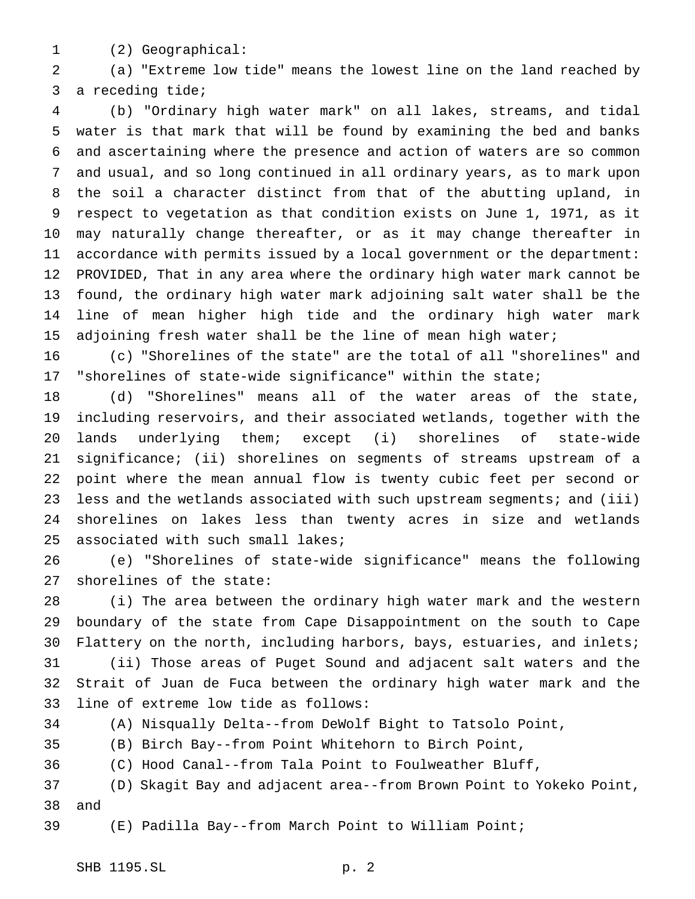(2) Geographical:

(a) "Extreme low tide" means the lowest line on the land reached by a receding tide;

(b) "Ordinary high water mark" on all lakes, streams, and tidal water is that mark that will be found by examining the bed and banks and ascertaining where the presence and action of waters are so common and usual, and so long continued in all ordinary years, as to mark upon the soil a character distinct from that of the abutting upland, in respect to vegetation as that condition exists on June 1, 1971, as it may naturally change thereafter, or as it may change thereafter in accordance with permits issued by a local government or the department: PROVIDED, That in any area where the ordinary high water mark cannot be found, the ordinary high water mark adjoining salt water shall be the line of mean higher high tide and the ordinary high water mark adjoining fresh water shall be the line of mean high water;

(c) "Shorelines of the state" are the total of all "shorelines" and "shorelines of state-wide significance" within the state;

(d) "Shorelines" means all of the water areas of the state, including reservoirs, and their associated wetlands, together with the lands underlying them; except (i) shorelines of state-wide significance; (ii) shorelines on segments of streams upstream of a point where the mean annual flow is twenty cubic feet per second or less and the wetlands associated with such upstream segments; and (iii) shorelines on lakes less than twenty acres in size and wetlands associated with such small lakes;

(e) "Shorelines of state-wide significance" means the following shorelines of the state:

(i) The area between the ordinary high water mark and the western boundary of the state from Cape Disappointment on the south to Cape Flattery on the north, including harbors, bays, estuaries, and inlets;

(ii) Those areas of Puget Sound and adjacent salt waters and the Strait of Juan de Fuca between the ordinary high water mark and the line of extreme low tide as follows:

(A) Nisqually Delta--from DeWolf Bight to Tatsolo Point,

(B) Birch Bay--from Point Whitehorn to Birch Point,

(C) Hood Canal--from Tala Point to Foulweather Bluff,

(D) Skagit Bay and adjacent area--from Brown Point to Yokeko Point, and

(E) Padilla Bay--from March Point to William Point;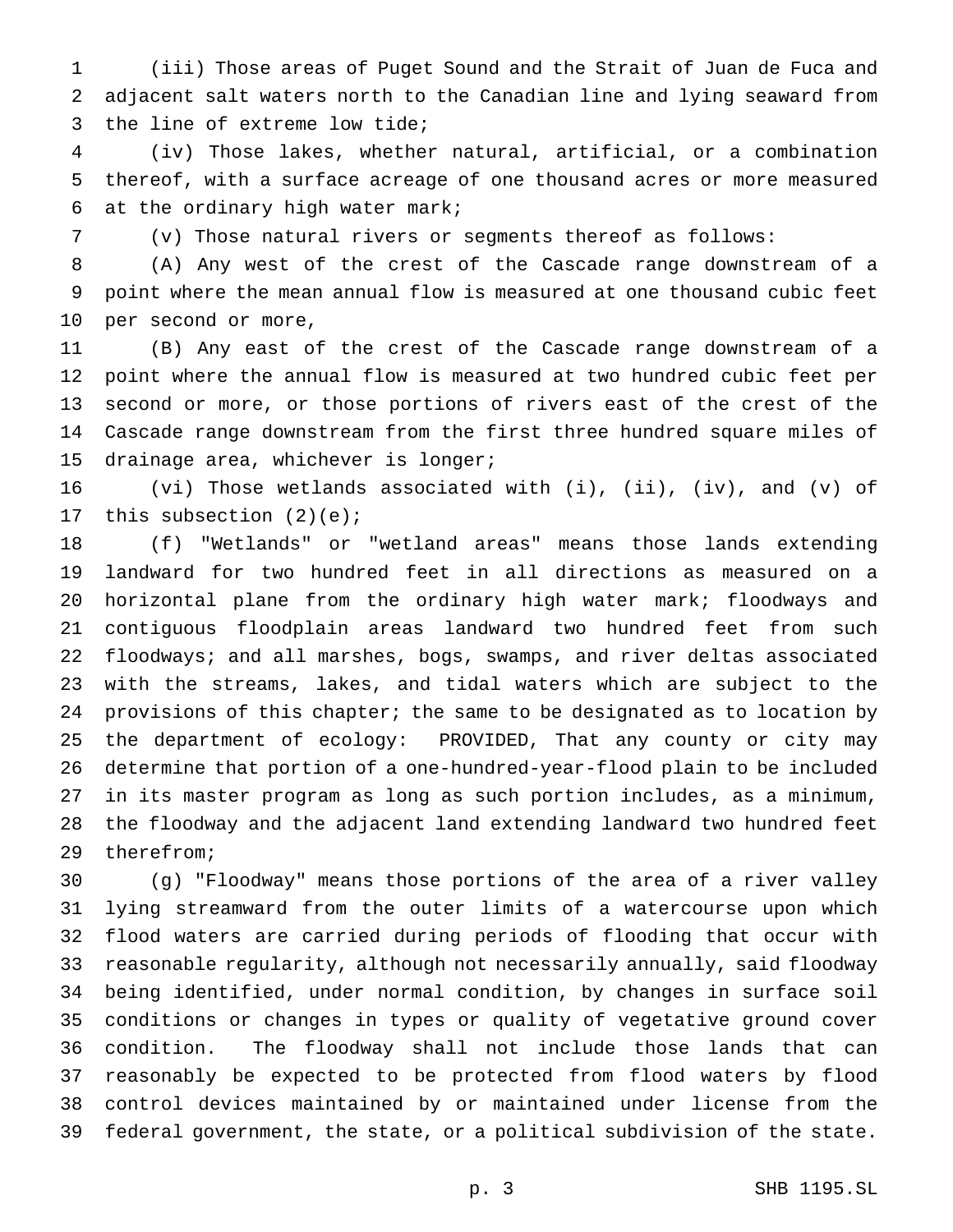(iii) Those areas of Puget Sound and the Strait of Juan de Fuca and adjacent salt waters north to the Canadian line and lying seaward from the line of extreme low tide;

(iv) Those lakes, whether natural, artificial, or a combination thereof, with a surface acreage of one thousand acres or more measured at the ordinary high water mark;

(v) Those natural rivers or segments thereof as follows:

(A) Any west of the crest of the Cascade range downstream of a point where the mean annual flow is measured at one thousand cubic feet per second or more,

(B) Any east of the crest of the Cascade range downstream of a point where the annual flow is measured at two hundred cubic feet per second or more, or those portions of rivers east of the crest of the Cascade range downstream from the first three hundred square miles of drainage area, whichever is longer;

(vi) Those wetlands associated with (i), (ii), (iv), and (v) of this subsection (2)(e);

(f) "Wetlands" or "wetland areas" means those lands extending landward for two hundred feet in all directions as measured on a horizontal plane from the ordinary high water mark; floodways and contiguous floodplain areas landward two hundred feet from such floodways; and all marshes, bogs, swamps, and river deltas associated with the streams, lakes, and tidal waters which are subject to the provisions of this chapter; the same to be designated as to location by the department of ecology: PROVIDED, That any county or city may determine that portion of a one-hundred-year-flood plain to be included in its master program as long as such portion includes, as a minimum, the floodway and the adjacent land extending landward two hundred feet therefrom;

(g) "Floodway" means those portions of the area of a river valley lying streamward from the outer limits of a watercourse upon which flood waters are carried during periods of flooding that occur with reasonable regularity, although not necessarily annually, said floodway being identified, under normal condition, by changes in surface soil conditions or changes in types or quality of vegetative ground cover condition. The floodway shall not include those lands that can reasonably be expected to be protected from flood waters by flood control devices maintained by or maintained under license from the federal government, the state, or a political subdivision of the state.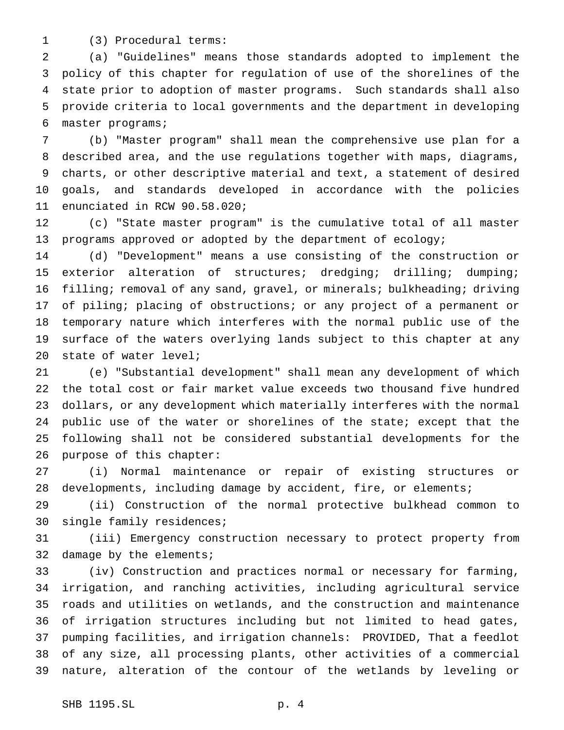(3) Procedural terms:

(a) "Guidelines" means those standards adopted to implement the policy of this chapter for regulation of use of the shorelines of the state prior to adoption of master programs. Such standards shall also provide criteria to local governments and the department in developing master programs;

(b) "Master program" shall mean the comprehensive use plan for a described area, and the use regulations together with maps, diagrams, charts, or other descriptive material and text, a statement of desired goals, and standards developed in accordance with the policies enunciated in RCW 90.58.020;

(c) "State master program" is the cumulative total of all master programs approved or adopted by the department of ecology;

(d) "Development" means a use consisting of the construction or exterior alteration of structures; dredging; drilling; dumping; filling; removal of any sand, gravel, or minerals; bulkheading; driving of piling; placing of obstructions; or any project of a permanent or temporary nature which interferes with the normal public use of the surface of the waters overlying lands subject to this chapter at any state of water level;

(e) "Substantial development" shall mean any development of which the total cost or fair market value exceeds two thousand five hundred dollars, or any development which materially interferes with the normal public use of the water or shorelines of the state; except that the following shall not be considered substantial developments for the purpose of this chapter:

(i) Normal maintenance or repair of existing structures or developments, including damage by accident, fire, or elements;

(ii) Construction of the normal protective bulkhead common to single family residences;

(iii) Emergency construction necessary to protect property from damage by the elements;

(iv) Construction and practices normal or necessary for farming, irrigation, and ranching activities, including agricultural service roads and utilities on wetlands, and the construction and maintenance of irrigation structures including but not limited to head gates, pumping facilities, and irrigation channels: PROVIDED, That a feedlot of any size, all processing plants, other activities of a commercial nature, alteration of the contour of the wetlands by leveling or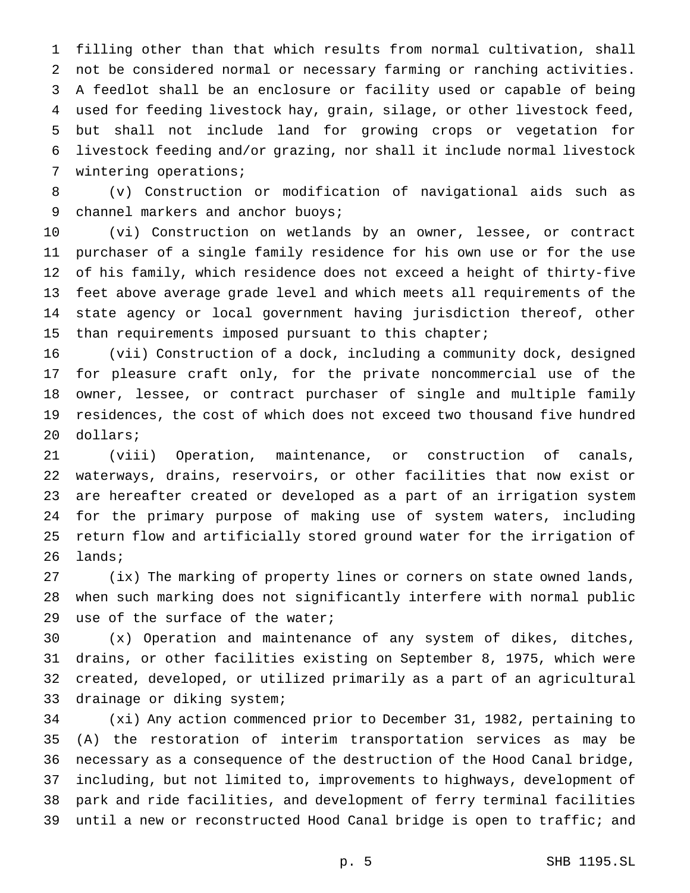filling other than that which results from normal cultivation, shall not be considered normal or necessary farming or ranching activities. A feedlot shall be an enclosure or facility used or capable of being used for feeding livestock hay, grain, silage, or other livestock feed, but shall not include land for growing crops or vegetation for livestock feeding and/or grazing, nor shall it include normal livestock wintering operations;

(v) Construction or modification of navigational aids such as channel markers and anchor buoys;

(vi) Construction on wetlands by an owner, lessee, or contract purchaser of a single family residence for his own use or for the use of his family, which residence does not exceed a height of thirty-five feet above average grade level and which meets all requirements of the state agency or local government having jurisdiction thereof, other than requirements imposed pursuant to this chapter;

(vii) Construction of a dock, including a community dock, designed for pleasure craft only, for the private noncommercial use of the owner, lessee, or contract purchaser of single and multiple family residences, the cost of which does not exceed two thousand five hundred dollars;

(viii) Operation, maintenance, or construction of canals, waterways, drains, reservoirs, or other facilities that now exist or are hereafter created or developed as a part of an irrigation system for the primary purpose of making use of system waters, including return flow and artificially stored ground water for the irrigation of lands;

(ix) The marking of property lines or corners on state owned lands, when such marking does not significantly interfere with normal public use of the surface of the water;

(x) Operation and maintenance of any system of dikes, ditches, drains, or other facilities existing on September 8, 1975, which were created, developed, or utilized primarily as a part of an agricultural drainage or diking system;

(xi) Any action commenced prior to December 31, 1982, pertaining to (A) the restoration of interim transportation services as may be necessary as a consequence of the destruction of the Hood Canal bridge, including, but not limited to, improvements to highways, development of park and ride facilities, and development of ferry terminal facilities until a new or reconstructed Hood Canal bridge is open to traffic; and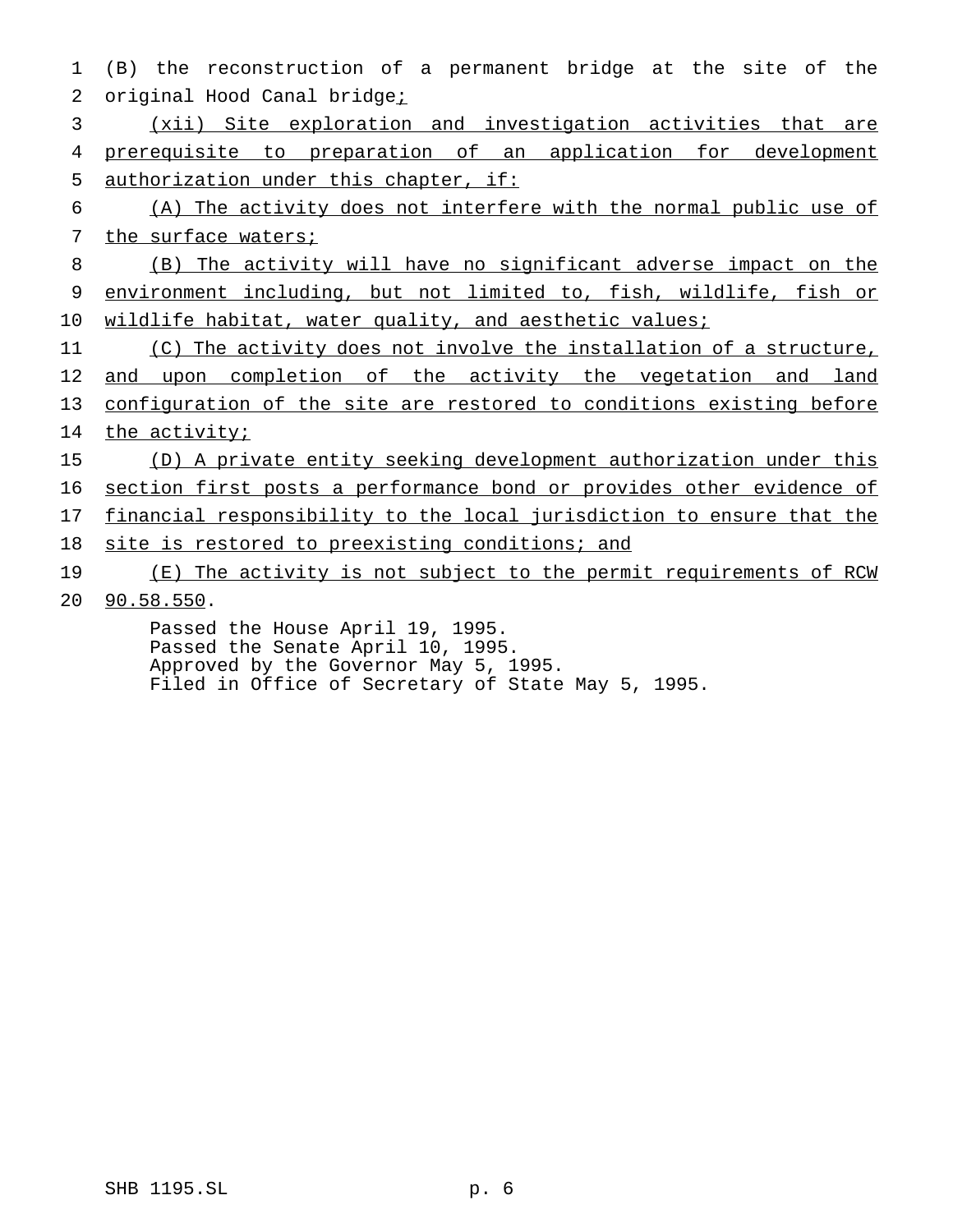(B) the reconstruction of a permanent bridge at the site of the original Hood Canal bridge;

(xii) Site exploration and investigation activities that are prerequisite to preparation of an application for development authorization under this chapter, if:

(A) The activity does not interfere with the normal public use of the surface waters;

(B) The activity will have no significant adverse impact on the environment including, but not limited to, fish, wildlife, fish or wildlife habitat, water quality, and aesthetic values;

(C) The activity does not involve the installation of a structure, and upon completion of the activity the vegetation and land configuration of the site are restored to conditions existing before the activity;

(D) A private entity seeking development authorization under this section first posts a performance bond or provides other evidence of financial responsibility to the local jurisdiction to ensure that the site is restored to preexisting conditions; and

(E) The activity is not subject to the permit requirements of RCW 90.58.550.

Passed the House April 19, 1995.
Passed the Senate April 10, 1995.
Approved by the Governor May 5, 1995.
Filed in Office of Secretary of State May 5, 1995.